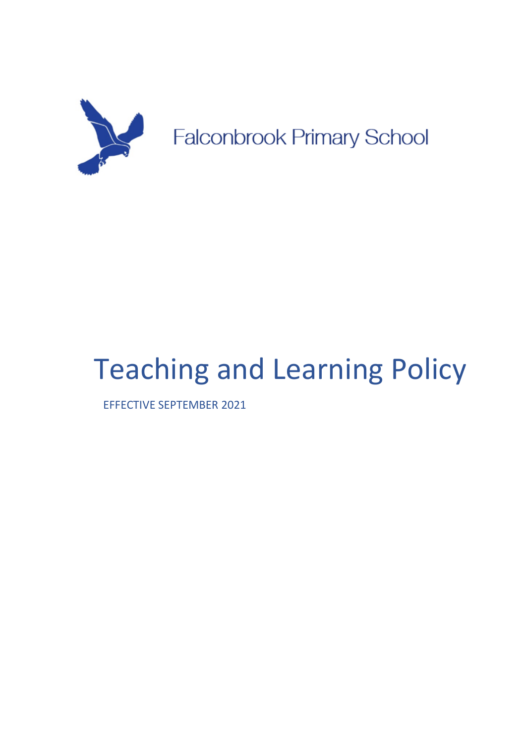Falconbrook Primary School

# Teaching and Learning Policy

EFFECTIVE SEPTEMBER 2021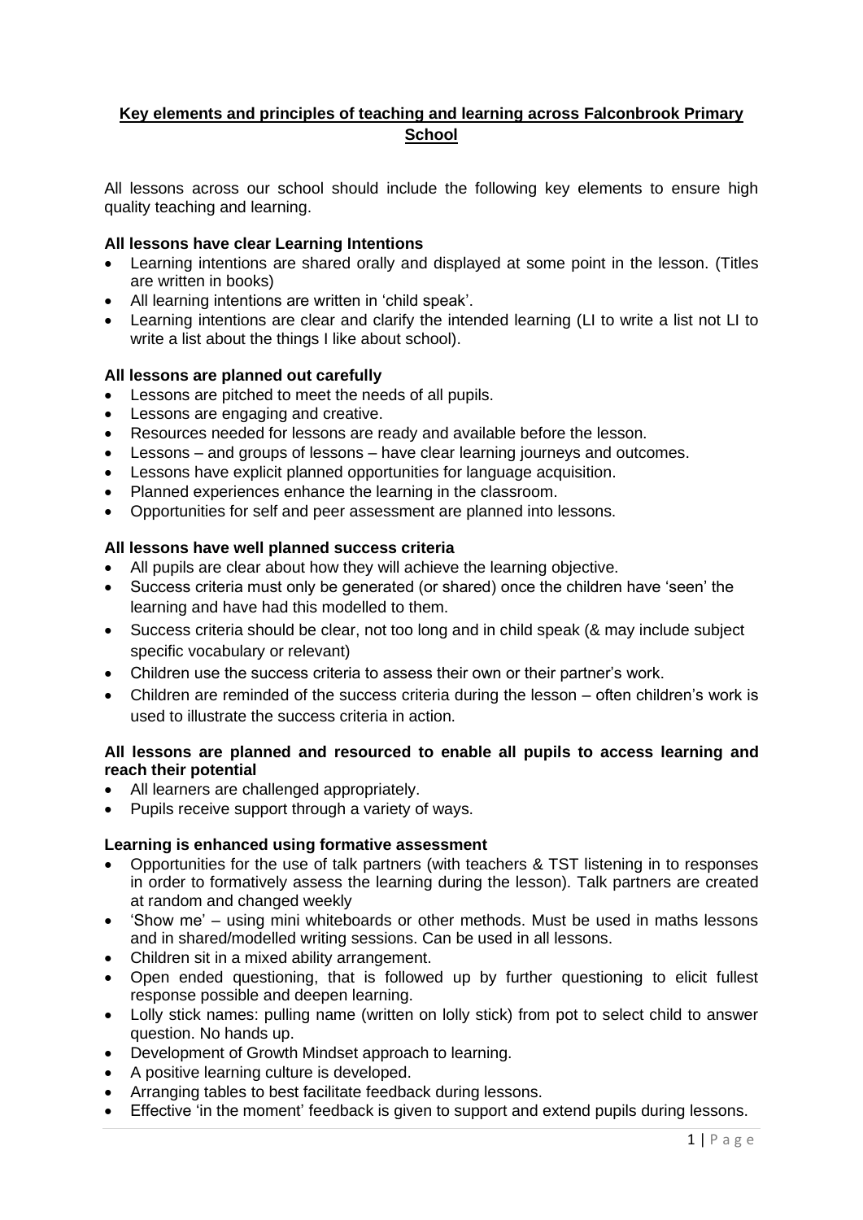## Key elements and principles of teaching and learning across Falconbrook Primary School

All lessons across our school should include the following key elements to ensure high quality teaching and learning.

**All lessons have clear Learning Intentions**

- Learning intentions are shared orally and displayed at some point in the lesson. (Titles are written in books)
- All learning intentions are written in 'child speak'.
- Learning intentions are clear and clarify the intended learning (LI to write a list not LI to write a list about the things I like about school).

**All lessons are planned out carefully**

- Lessons are pitched to meet the needs of all pupils.
- Lessons are engaging and creative.
- Resources needed for lessons are ready and available before the lesson.
- Lessons – and groups of lessons – have clear learning journeys and outcomes.
- Lessons have explicit planned opportunities for language acquisition.
- Planned experiences enhance the learning in the classroom.
- Opportunities for self and peer assessment are planned into lessons.

**All lessons have well planned success criteria**

- All pupils are clear about how they will achieve the learning objective.
- Success criteria must only be generated (or shared) once the children have 'seen' the learning and have had this modelled to them.
- Success criteria should be clear, not too long and in child speak (& may include subject specific vocabulary or relevant)
- Children use the success criteria to assess their own or their partner's work.
- Children are reminded of the success criteria during the lesson – often children's work is used to illustrate the success criteria in action.

**All lessons are planned and resourced to enable all pupils to access learning and reach their potential**

- All learners are challenged appropriately.
- Pupils receive support through a variety of ways.

**Learning is enhanced using formative assessment**

- Opportunities for the use of talk partners (with teachers & TST listening in to responses in order to formatively assess the learning during the lesson). Talk partners are created at random and changed weekly
- 'Show me' – using mini whiteboards or other methods. Must be used in maths lessons and in shared/modelled writing sessions. Can be used in all lessons.
- Children sit in a mixed ability arrangement.
- Open ended questioning, that is followed up by further questioning to elicit fullest response possible and deepen learning.
- Lolly stick names: pulling name (written on lolly stick) from pot to select child to answer question. No hands up.
- Development of Growth Mindset approach to learning.
- A positive learning culture is developed.
- Arranging tables to best facilitate feedback during lessons.
- Effective 'in the moment' feedback is given to support and extend pupils during lessons.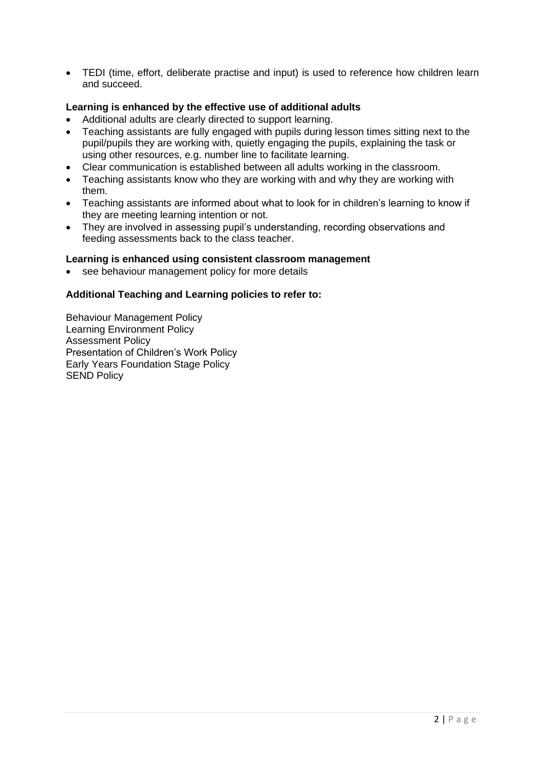- TEDI (time, effort, deliberate practise and input) is used to reference how children learn and succeed.

**Learning is enhanced by the effective use of additional adults**

- Additional adults are clearly directed to support learning.
- Teaching assistants are fully engaged with pupils during lesson times sitting next to the pupil/pupils they are working with, quietly engaging the pupils, explaining the task or using other resources, e.g. number line to facilitate learning.
- Clear communication is established between all adults working in the classroom.
- Teaching assistants know who they are working with and why they are working with them.
- Teaching assistants are informed about what to look for in children's learning to know if they are meeting learning intention or not.
- They are involved in assessing pupil's understanding, recording observations and feeding assessments back to the class teacher.

**Learning is enhanced using consistent classroom management**

- see behaviour management policy for more details

**Additional Teaching and Learning policies to refer to:**

Behaviour Management Policy
Learning Environment Policy
Assessment Policy
Presentation of Children's Work Policy
Early Years Foundation Stage Policy
SEND Policy